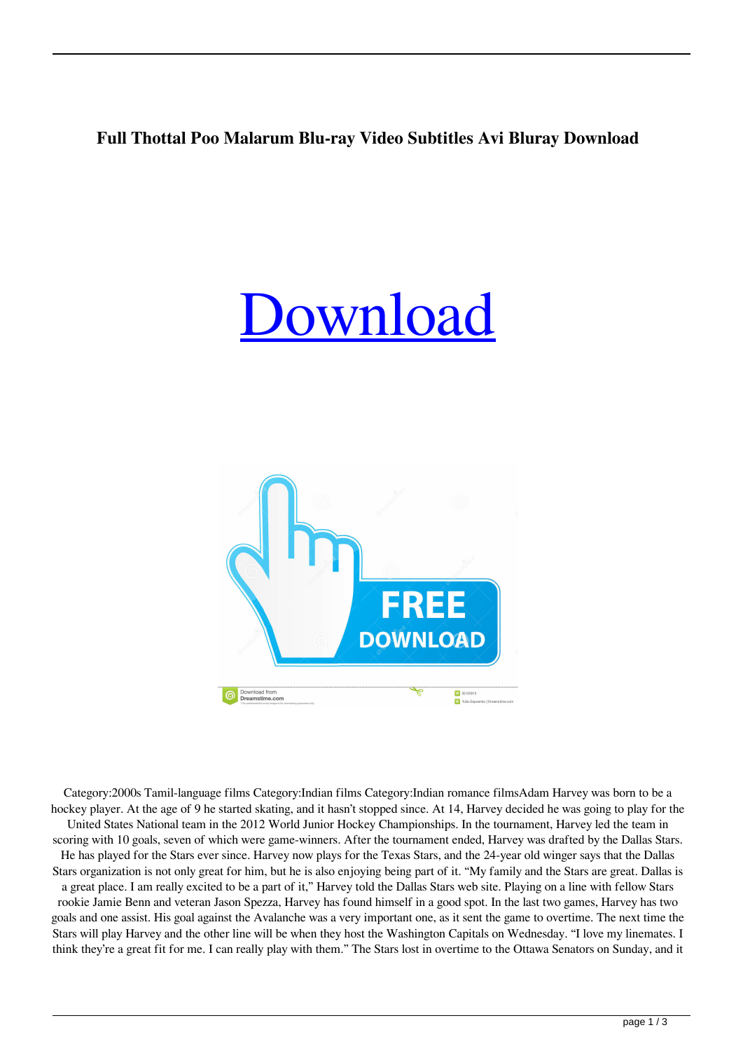**Full Thottal Poo Malarum Blu-ray Video Subtitles Avi Bluray Download**

# Download

Category:2000s Tamil-language films Category:Indian films Category:Indian romance filmsAdam Harvey was born to be a hockey player. At the age of 9 he started skating, and it hasn't stopped since. At 14, Harvey decided he was going to play for the United States National team in the 2012 World Junior Hockey Championships. In the tournament, Harvey led the team in scoring with 10 goals, seven of which were game-winners. After the tournament ended, Harvey was drafted by the Dallas Stars. He has played for the Stars ever since. Harvey now plays for the Texas Stars, and the 24-year old winger says that the Dallas Stars organization is not only great for him, but he is also enjoying being part of it. "My family and the Stars are great. Dallas is a great place. I am really excited to be a part of it," Harvey told the Dallas Stars web site. Playing on a line with fellow Stars rookie Jamie Benn and veteran Jason Spezza, Harvey has found himself in a good spot. In the last two games, Harvey has two goals and one assist. His goal against the Avalanche was a very important one, as it sent the game to overtime. The next time the Stars will play Harvey and the other line will be when they host the Washington Capitals on Wednesday. "I love my linemates. I think they're a great fit for me. I can really play with them." The Stars lost in overtime to the Ottawa Senators on Sunday, and it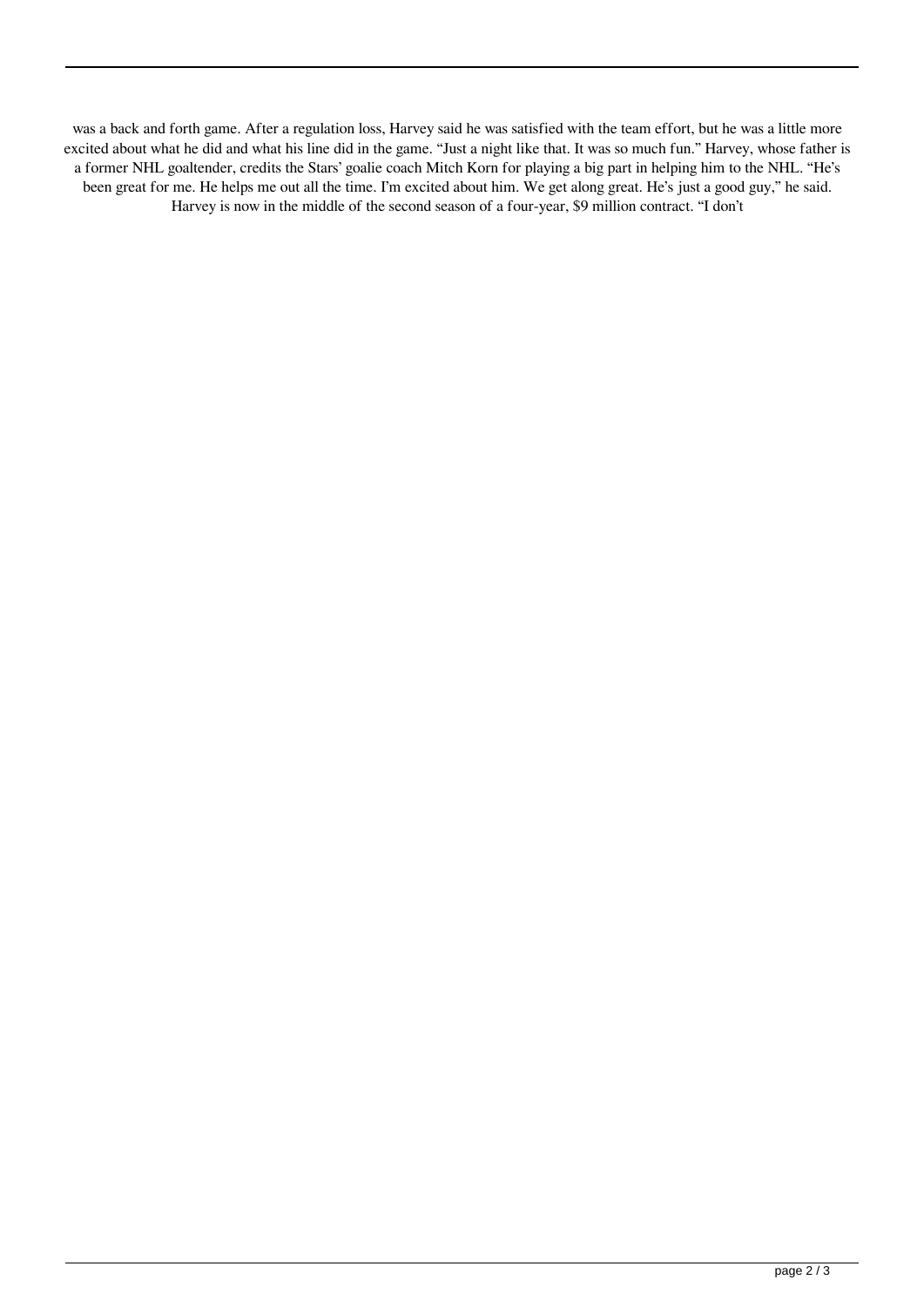was a back and forth game. After a regulation loss, Harvey said he was satisfied with the team effort, but he was a little more excited about what he did and what his line did in the game. "Just a night like that. It was so much fun." Harvey, whose father is a former NHL goaltender, credits the Stars' goalie coach Mitch Korn for playing a big part in helping him to the NHL. "He's been great for me. He helps me out all the time. I'm excited about him. We get along great. He's just a good guy," he said. Harvey is now in the middle of the second season of a four-year, $9 million contract. "I don't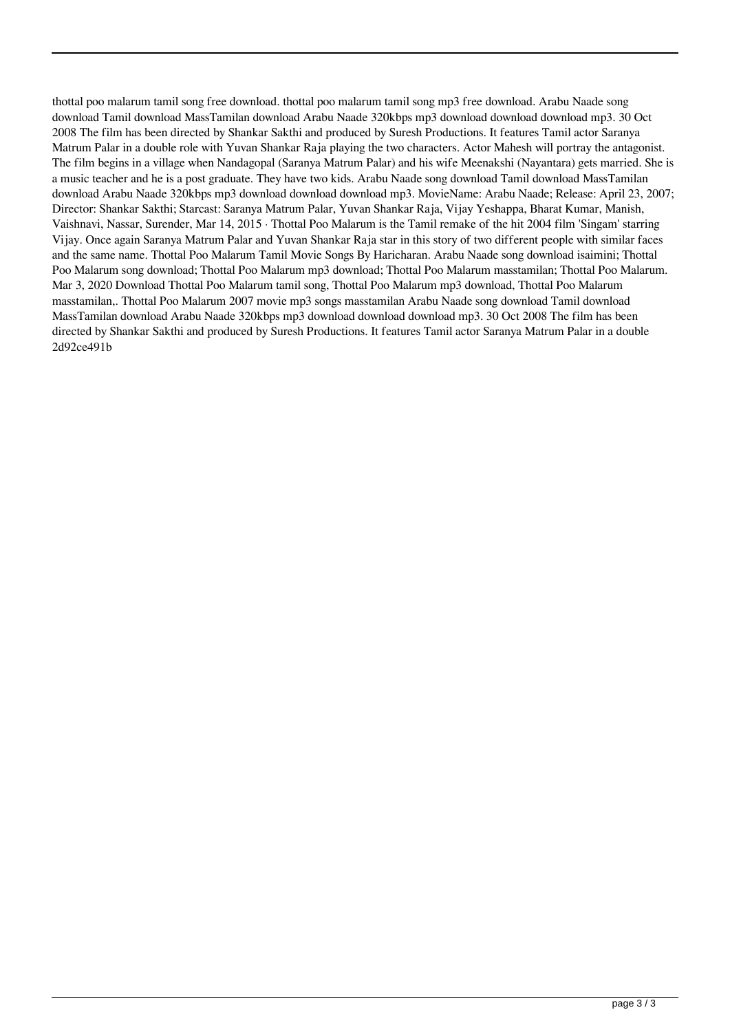thottal poo malarum tamil song free download. thottal poo malarum tamil song mp3 free download. Arabu Naade song download Tamil download MassTamilan download Arabu Naade 320kbps mp3 download download download mp3. 30 Oct 2008 The film has been directed by Shankar Sakthi and produced by Suresh Productions. It features Tamil actor Saranya Matrum Palar in a double role with Yuvan Shankar Raja playing the two characters. Actor Mahesh will portray the antagonist. The film begins in a village when Nandagopal (Saranya Matrum Palar) and his wife Meenakshi (Nayantara) gets married. She is a music teacher and he is a post graduate. They have two kids. Arabu Naade song download Tamil download MassTamilan download Arabu Naade 320kbps mp3 download download download mp3. MovieName: Arabu Naade; Release: April 23, 2007; Director: Shankar Sakthi; Starcast: Saranya Matrum Palar, Yuvan Shankar Raja, Vijay Yeshappa, Bharat Kumar, Manish, Vaishnavi, Nassar, Surender, Mar 14, 2015 · Thottal Poo Malarum is the Tamil remake of the hit 2004 film 'Singam' starring Vijay. Once again Saranya Matrum Palar and Yuvan Shankar Raja star in this story of two different people with similar faces and the same name. Thottal Poo Malarum Tamil Movie Songs By Haricharan. Arabu Naade song download isaimini; Thottal Poo Malarum song download; Thottal Poo Malarum mp3 download; Thottal Poo Malarum masstamilan; Thottal Poo Malarum. Mar 3, 2020 Download Thottal Poo Malarum tamil song, Thottal Poo Malarum mp3 download, Thottal Poo Malarum masstamilan,. Thottal Poo Malarum 2007 movie mp3 songs masstamilan Arabu Naade song download Tamil download MassTamilan download Arabu Naade 320kbps mp3 download download download mp3. 30 Oct 2008 The film has been directed by Shankar Sakthi and produced by Suresh Productions. It features Tamil actor Saranya Matrum Palar in a double 2d92ce491b